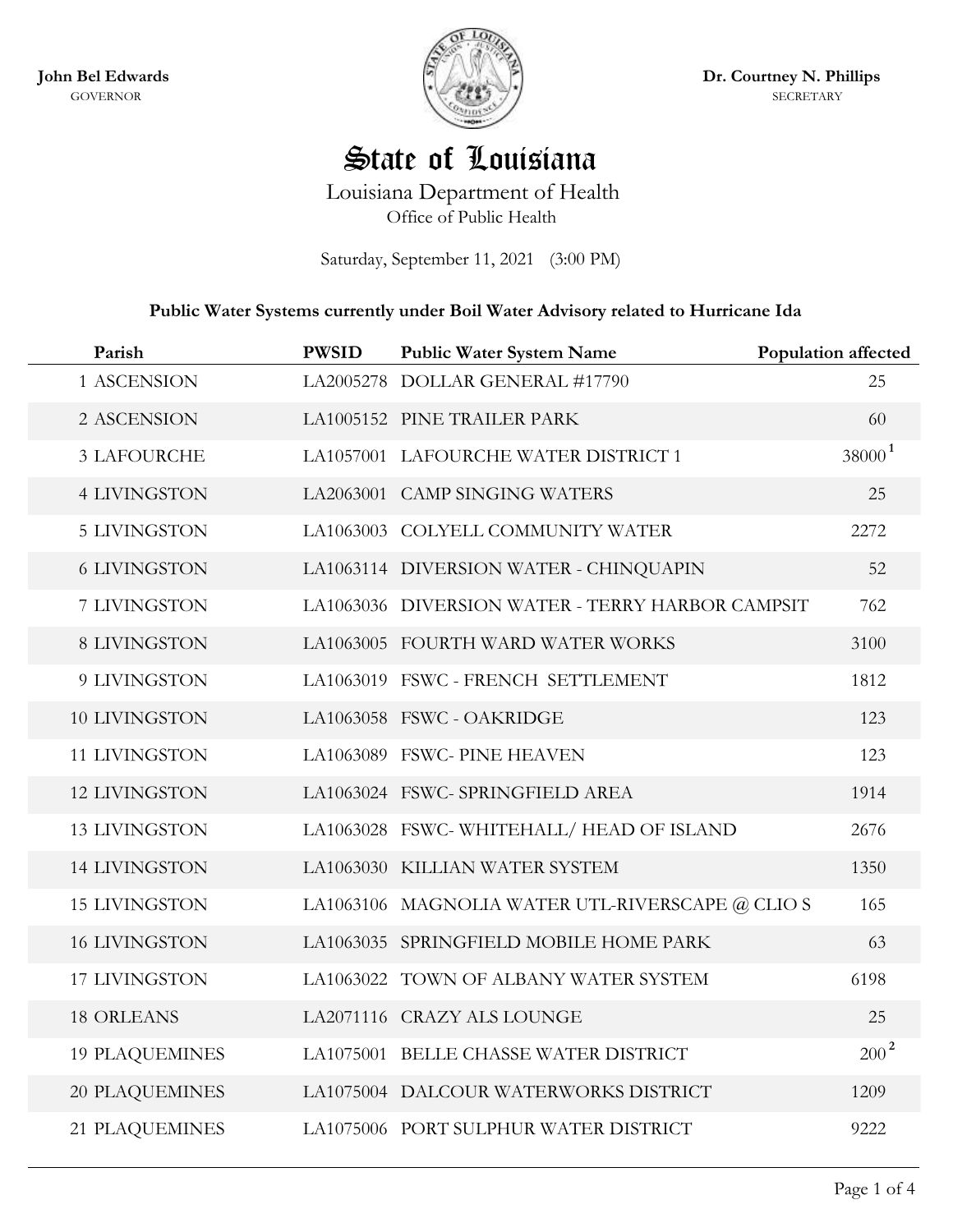**John Bel Edwards**
GOVERNOR

**Dr. Courtney N. Phillips**
SECRETARY

# State of Louisiana

Louisiana Department of Health
Office of Public Health

Saturday, September 11, 2021 (3:00 PM)

**Public Water Systems currently under Boil Water Advisory related to Hurricane Ida**

| | Parish | PWSID | Public Water System Name | Population affected |
|---|---|---|---|---|
| 1 | ASCENSION | LA2005278 | DOLLAR GENERAL #17790 | 25 |
| 2 | ASCENSION | LA1005152 | PINE TRAILER PARK | 60 |
| 3 | LAFOURCHE | LA1057001 | LAFOURCHE WATER DISTRICT 1 | 38000 [1] |
| 4 | LIVINGSTON | LA2063001 | CAMP SINGING WATERS | 25 |
| 5 | LIVINGSTON | LA1063003 | COLYELL COMMUNITY WATER | 2272 |
| 6 | LIVINGSTON | LA1063114 | DIVERSION WATER - CHINQUAPIN | 52 |
| 7 | LIVINGSTON | LA1063036 | DIVERSION WATER - TERRY HARBOR CAMPSIT | 762 |
| 8 | LIVINGSTON | LA1063005 | FOURTH WARD WATER WORKS | 3100 |
| 9 | LIVINGSTON | LA1063019 | FSWC - FRENCH SETTLEMENT | 1812 |
| 10 | LIVINGSTON | LA1063058 | FSWC - OAKRIDGE | 123 |
| 11 | LIVINGSTON | LA1063089 | FSWC- PINE HEAVEN | 123 |
| 12 | LIVINGSTON | LA1063024 | FSWC- SPRINGFIELD AREA | 1914 |
| 13 | LIVINGSTON | LA1063028 | FSWC- WHITEHALL/ HEAD OF ISLAND | 2676 |
| 14 | LIVINGSTON | LA1063030 | KILLIAN WATER SYSTEM | 1350 |
| 15 | LIVINGSTON | LA1063106 | MAGNOLIA WATER UTL-RIVERSCAPE @ CLIO S | 165 |
| 16 | LIVINGSTON | LA1063035 | SPRINGFIELD MOBILE HOME PARK | 63 |
| 17 | LIVINGSTON | LA1063022 | TOWN OF ALBANY WATER SYSTEM | 6198 |
| 18 | ORLEANS | LA2071116 | CRAZY ALS LOUNGE | 25 |
| 19 | PLAQUEMINES | LA1075001 | BELLE CHASSE WATER DISTRICT | 200 [2] |
| 20 | PLAQUEMINES | LA1075004 | DALCOUR WATERWORKS DISTRICT | 1209 |
| 21 | PLAQUEMINES | LA1075006 | PORT SULPHUR WATER DISTRICT | 9222 |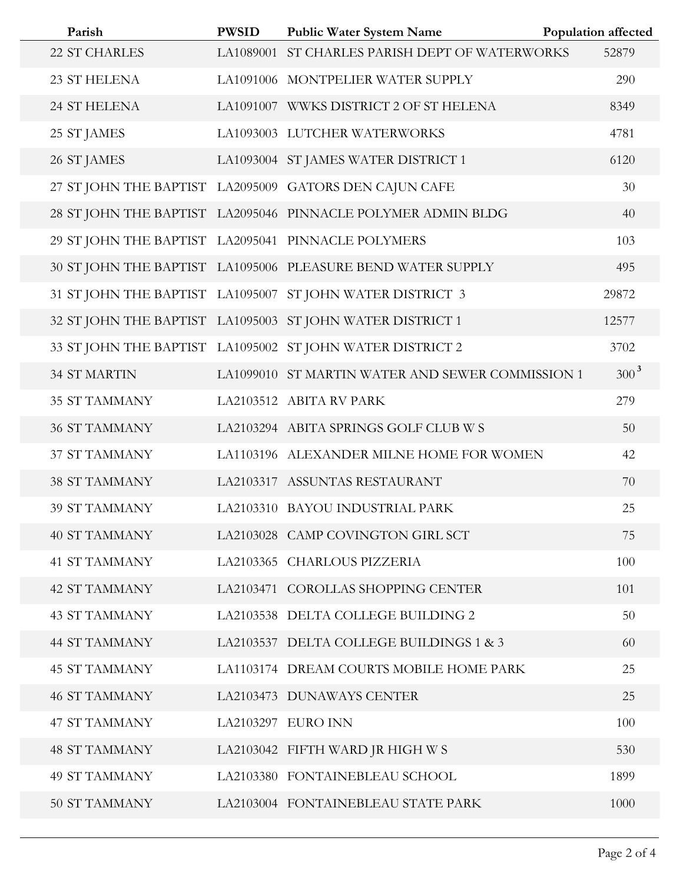| | Parish | PWSID | Public Water System Name | Population affected |
|---|---|---|---|---|
| 22 | ST CHARLES | LA1089001 | ST CHARLES PARISH DEPT OF WATERWORKS | 52879 |
| 23 | ST HELENA | LA1091006 | MONTPELIER WATER SUPPLY | 290 |
| 24 | ST HELENA | LA1091007 | WWKS DISTRICT 2 OF ST HELENA | 8349 |
| 25 | ST JAMES | LA1093003 | LUTCHER WATERWORKS | 4781 |
| 26 | ST JAMES | LA1093004 | ST JAMES WATER DISTRICT 1 | 6120 |
| 27 | ST JOHN THE BAPTIST | LA2095009 | GATORS DEN CAJUN CAFE | 30 |
| 28 | ST JOHN THE BAPTIST | LA2095046 | PINNACLE POLYMER ADMIN BLDG | 40 |
| 29 | ST JOHN THE BAPTIST | LA2095041 | PINNACLE POLYMERS | 103 |
| 30 | ST JOHN THE BAPTIST | LA1095006 | PLEASURE BEND WATER SUPPLY | 495 |
| 31 | ST JOHN THE BAPTIST | LA1095007 | ST JOHN WATER DISTRICT 3 | 29872 |
| 32 | ST JOHN THE BAPTIST | LA1095003 | ST JOHN WATER DISTRICT 1 | 12577 |
| 33 | ST JOHN THE BAPTIST | LA1095002 | ST JOHN WATER DISTRICT 2 | 3702 |
| 34 | ST MARTIN | LA1099010 | ST MARTIN WATER AND SEWER COMMISSION 1 | 300[3] |
| 35 | ST TAMMANY | LA2103512 | ABITA RV PARK | 279 |
| 36 | ST TAMMANY | LA2103294 | ABITA SPRINGS GOLF CLUB W S | 50 |
| 37 | ST TAMMANY | LA1103196 | ALEXANDER MILNE HOME FOR WOMEN | 42 |
| 38 | ST TAMMANY | LA2103317 | ASSUNTAS RESTAURANT | 70 |
| 39 | ST TAMMANY | LA2103310 | BAYOU INDUSTRIAL PARK | 25 |
| 40 | ST TAMMANY | LA2103028 | CAMP COVINGTON GIRL SCT | 75 |
| 41 | ST TAMMANY | LA2103365 | CHARLOUS PIZZERIA | 100 |
| 42 | ST TAMMANY | LA2103471 | COROLLAS SHOPPING CENTER | 101 |
| 43 | ST TAMMANY | LA2103538 | DELTA COLLEGE BUILDING 2 | 50 |
| 44 | ST TAMMANY | LA2103537 | DELTA COLLEGE BUILDINGS 1 & 3 | 60 |
| 45 | ST TAMMANY | LA1103174 | DREAM COURTS MOBILE HOME PARK | 25 |
| 46 | ST TAMMANY | LA2103473 | DUNAWAYS CENTER | 25 |
| 47 | ST TAMMANY | LA2103297 | EURO INN | 100 |
| 48 | ST TAMMANY | LA2103042 | FIFTH WARD JR HIGH W S | 530 |
| 49 | ST TAMMANY | LA2103380 | FONTAINEBLEAU SCHOOL | 1899 |
| 50 | ST TAMMANY | LA2103004 | FONTAINEBLEAU STATE PARK | 1000 |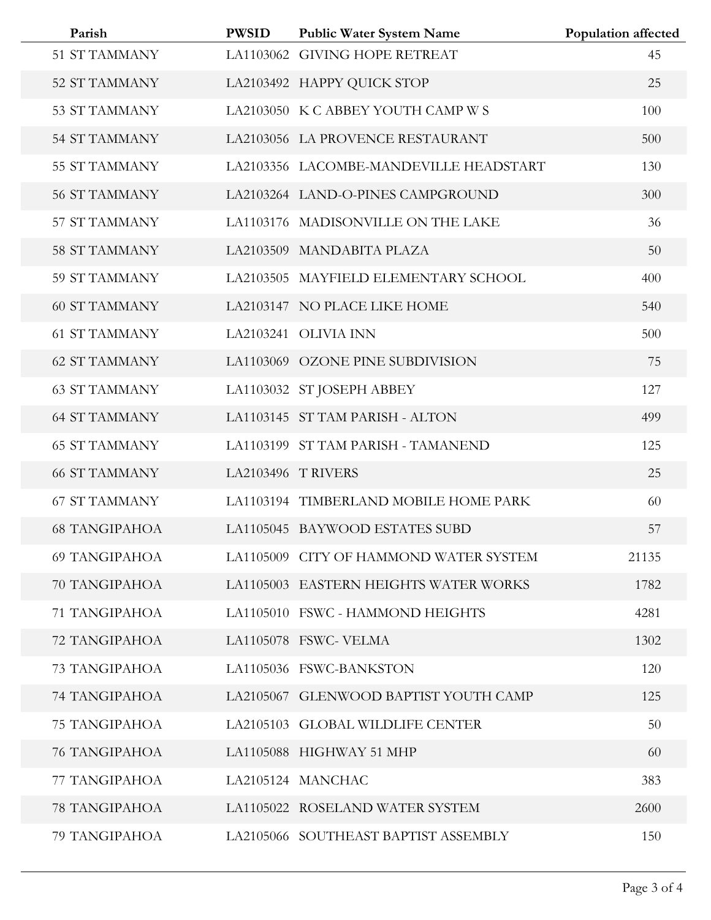| Parish | PWSID | Public Water System Name | Population affected |
|---|---|---|---|
| 51 ST TAMMANY | LA1103062 | GIVING HOPE RETREAT | 45 |
| 52 ST TAMMANY | LA2103492 | HAPPY QUICK STOP | 25 |
| 53 ST TAMMANY | LA2103050 | K C ABBEY YOUTH CAMP W S | 100 |
| 54 ST TAMMANY | LA2103056 | LA PROVENCE RESTAURANT | 500 |
| 55 ST TAMMANY | LA2103356 | LACOMBE-MANDEVILLE HEADSTART | 130 |
| 56 ST TAMMANY | LA2103264 | LAND-O-PINES CAMPGROUND | 300 |
| 57 ST TAMMANY | LA1103176 | MADISONVILLE ON THE LAKE | 36 |
| 58 ST TAMMANY | LA2103509 | MANDABITA PLAZA | 50 |
| 59 ST TAMMANY | LA2103505 | MAYFIELD ELEMENTARY SCHOOL | 400 |
| 60 ST TAMMANY | LA2103147 | NO PLACE LIKE HOME | 540 |
| 61 ST TAMMANY | LA2103241 | OLIVIA INN | 500 |
| 62 ST TAMMANY | LA1103069 | OZONE PINE SUBDIVISION | 75 |
| 63 ST TAMMANY | LA1103032 | ST JOSEPH ABBEY | 127 |
| 64 ST TAMMANY | LA1103145 | ST TAM PARISH - ALTON | 499 |
| 65 ST TAMMANY | LA1103199 | ST TAM PARISH - TAMANEND | 125 |
| 66 ST TAMMANY | LA2103496 | T RIVERS | 25 |
| 67 ST TAMMANY | LA1103194 | TIMBERLAND MOBILE HOME PARK | 60 |
| 68 TANGIPAHOA | LA1105045 | BAYWOOD ESTATES SUBD | 57 |
| 69 TANGIPAHOA | LA1105009 | CITY OF HAMMOND WATER SYSTEM | 21135 |
| 70 TANGIPAHOA | LA1105003 | EASTERN HEIGHTS WATER WORKS | 1782 |
| 71 TANGIPAHOA | LA1105010 | FSWC - HAMMOND HEIGHTS | 4281 |
| 72 TANGIPAHOA | LA1105078 | FSWC- VELMA | 1302 |
| 73 TANGIPAHOA | LA1105036 | FSWC-BANKSTON | 120 |
| 74 TANGIPAHOA | LA2105067 | GLENWOOD BAPTIST YOUTH CAMP | 125 |
| 75 TANGIPAHOA | LA2105103 | GLOBAL WILDLIFE CENTER | 50 |
| 76 TANGIPAHOA | LA1105088 | HIGHWAY 51 MHP | 60 |
| 77 TANGIPAHOA | LA2105124 | MANCHAC | 383 |
| 78 TANGIPAHOA | LA1105022 | ROSELAND WATER SYSTEM | 2600 |
| 79 TANGIPAHOA | LA2105066 | SOUTHEAST BAPTIST ASSEMBLY | 150 |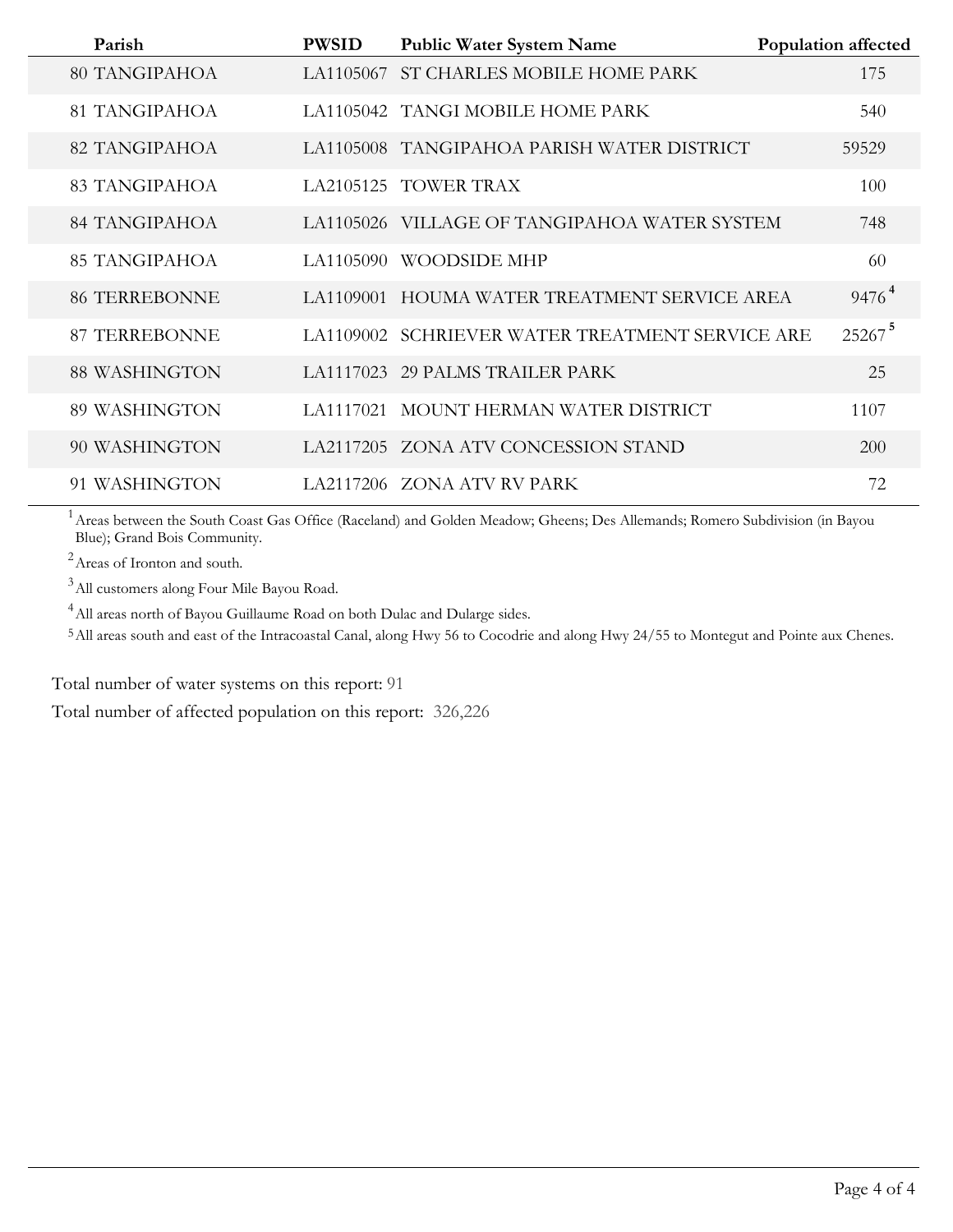| | Parish | PWSID | Public Water System Name | Population affected |
|---|---|---|---|---|
| 80 | TANGIPAHOA | LA1105067 | ST CHARLES MOBILE HOME PARK | 175 |
| 81 | TANGIPAHOA | LA1105042 | TANGI MOBILE HOME PARK | 540 |
| 82 | TANGIPAHOA | LA1105008 | TANGIPAHOA PARISH WATER DISTRICT | 59529 |
| 83 | TANGIPAHOA | LA2105125 | TOWER TRAX | 100 |
| 84 | TANGIPAHOA | LA1105026 | VILLAGE OF TANGIPAHOA WATER SYSTEM | 748 |
| 85 | TANGIPAHOA | LA1105090 | WOODSIDE MHP | 60 |
| 86 | TERREBONNE | LA1109001 | HOUMA WATER TREATMENT SERVICE AREA | 9476 [4] |
| 87 | TERREBONNE | LA1109002 | SCHRIEVER WATER TREATMENT SERVICE ARE | 25267 [5] |
| 88 | WASHINGTON | LA1117023 | 29 PALMS TRAILER PARK | 25 |
| 89 | WASHINGTON | LA1117021 | MOUNT HERMAN WATER DISTRICT | 1107 |
| 90 | WASHINGTON | LA2117205 | ZONA ATV CONCESSION STAND | 200 |
| 91 | WASHINGTON | LA2117206 | ZONA ATV RV PARK | 72 |

[1] Areas between the South Coast Gas Office (Raceland) and Golden Meadow; Gheens; Des Allemands; Romero Subdivision (in Bayou Blue); Grand Bois Community.

[2] Areas of Ironton and south.

[3] All customers along Four Mile Bayou Road.

[4] All areas north of Bayou Guillaume Road on both Dulac and Dularge sides.

[5] All areas south and east of the Intracoastal Canal, along Hwy 56 to Cocodrie and along Hwy 24/55 to Montegut and Pointe aux Chenes.

Total number of water systems on this report: 91

Total number of affected population on this report: 326,226